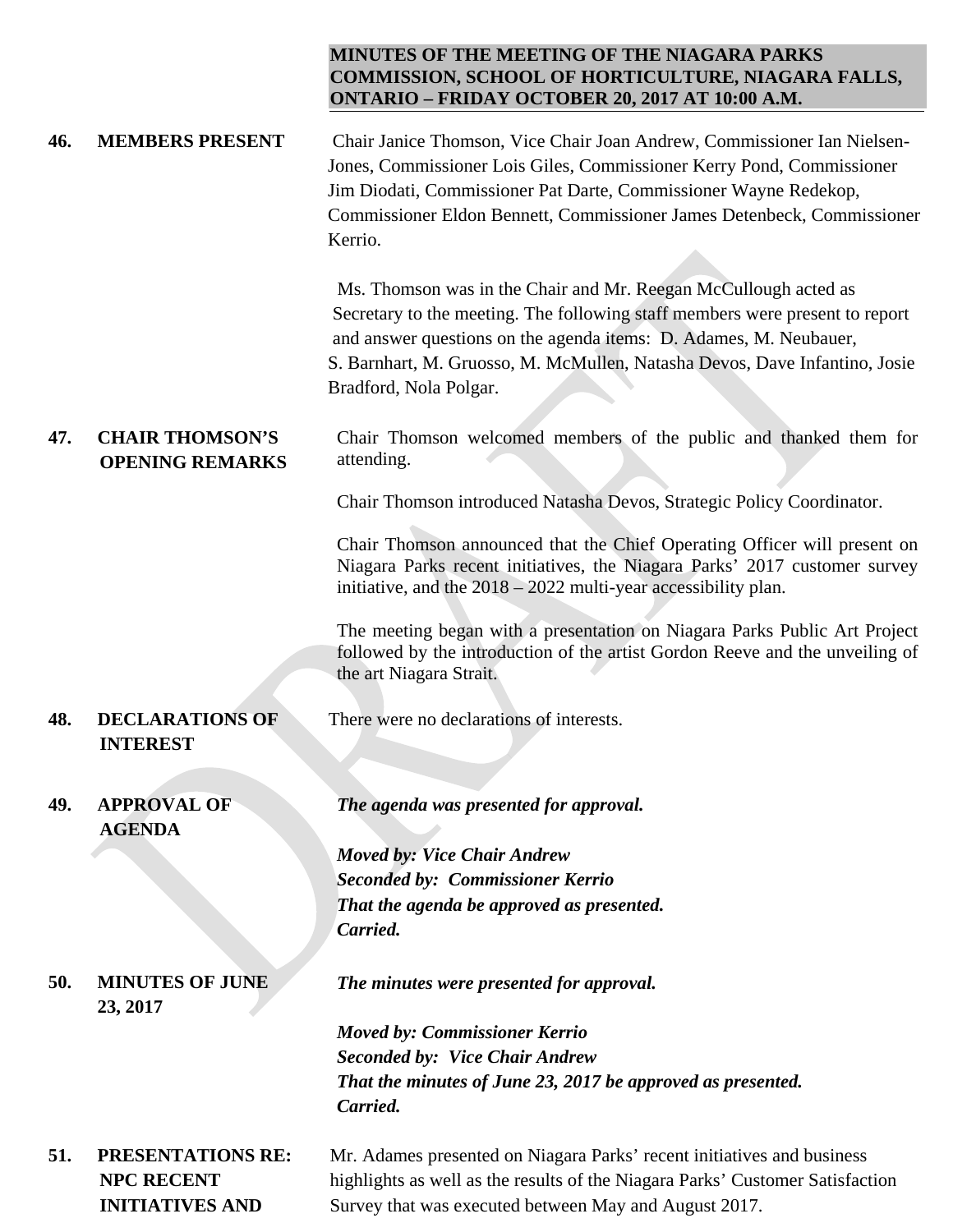**MINUTES OF THE MEETING OF THE NIAGARA PARKS COMMISSION, SCHOOL OF HORTICULTURE, NIAGARA FALLS, ONTARIO – FRIDAY OCTOBER 20, 2017 AT 10:00 A.M.**

**46. MEMBERS PRESENT**

Chair Janice Thomson, Vice Chair Joan Andrew, Commissioner Ian Nielsen-Jones, Commissioner Lois Giles, Commissioner Kerry Pond, Commissioner Jim Diodati, Commissioner Pat Darte, Commissioner Wayne Redekop, Commissioner Eldon Bennett, Commissioner James Detenbeck, Commissioner Kerrio.

Ms. Thomson was in the Chair and Mr. Reegan McCullough acted as Secretary to the meeting. The following staff members were present to report and answer questions on the agenda items: D. Adames, M. Neubauer, S. Barnhart, M. Gruosso, M. McMullen, Natasha Devos, Dave Infantino, Josie Bradford, Nola Polgar.

**47. CHAIR THOMSON'S OPENING REMARKS**

Chair Thomson welcomed members of the public and thanked them for attending.

Chair Thomson introduced Natasha Devos, Strategic Policy Coordinator.

Chair Thomson announced that the Chief Operating Officer will present on Niagara Parks recent initiatives, the Niagara Parks' 2017 customer survey initiative, and the 2018 – 2022 multi-year accessibility plan.

The meeting began with a presentation on Niagara Parks Public Art Project followed by the introduction of the artist Gordon Reeve and the unveiling of the art Niagara Strait.

**48. DECLARATIONS OF INTEREST**

There were no declarations of interests.

**49. APPROVAL OF AGENDA**

***The agenda was presented for approval.***

***Moved by: Vice Chair Andrew***
***Seconded by: Commissioner Kerrio***
***That the agenda be approved as presented.***
***Carried.***

**50. MINUTES OF JUNE 23, 2017**

***The minutes were presented for approval.***

***Moved by: Commissioner Kerrio***
***Seconded by: Vice Chair Andrew***
***That the minutes of June 23, 2017 be approved as presented.***
***Carried.***

**51. PRESENTATIONS RE: NPC RECENT INITIATIVES AND**

Mr. Adames presented on Niagara Parks' recent initiatives and business highlights as well as the results of the Niagara Parks' Customer Satisfaction Survey that was executed between May and August 2017.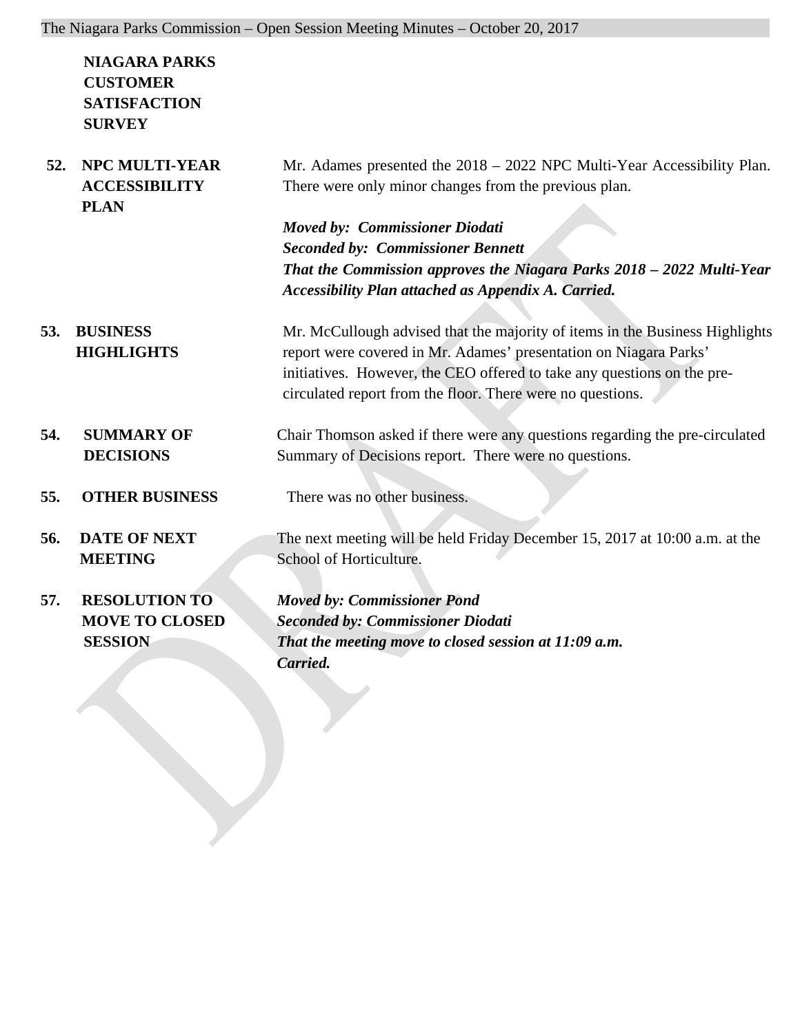**NIAGARA PARKS CUSTOMER SATISFACTION SURVEY**

**52. NPC MULTI-YEAR ACCESSIBILITY PLAN**

Mr. Adames presented the 2018 – 2022 NPC Multi-Year Accessibility Plan. There were only minor changes from the previous plan.

***Moved by: Commissioner Diodati***
***Seconded by: Commissioner Bennett***
***That the Commission approves the Niagara Parks 2018 – 2022 Multi-Year Accessibility Plan attached as Appendix A. Carried.***

**53. BUSINESS HIGHLIGHTS**

Mr. McCullough advised that the majority of items in the Business Highlights report were covered in Mr. Adames' presentation on Niagara Parks' initiatives. However, the CEO offered to take any questions on the pre-circulated report from the floor. There were no questions.

**54. SUMMARY OF DECISIONS**

Chair Thomson asked if there were any questions regarding the pre-circulated Summary of Decisions report. There were no questions.

**55. OTHER BUSINESS**

There was no other business.

**56. DATE OF NEXT MEETING**

The next meeting will be held Friday December 15, 2017 at 10:00 a.m. at the School of Horticulture.

**57. RESOLUTION TO MOVE TO CLOSED SESSION**

***Moved by: Commissioner Pond***
***Seconded by: Commissioner Diodati***
***That the meeting move to closed session at 11:09 a.m.***
***Carried.***

DRAFT